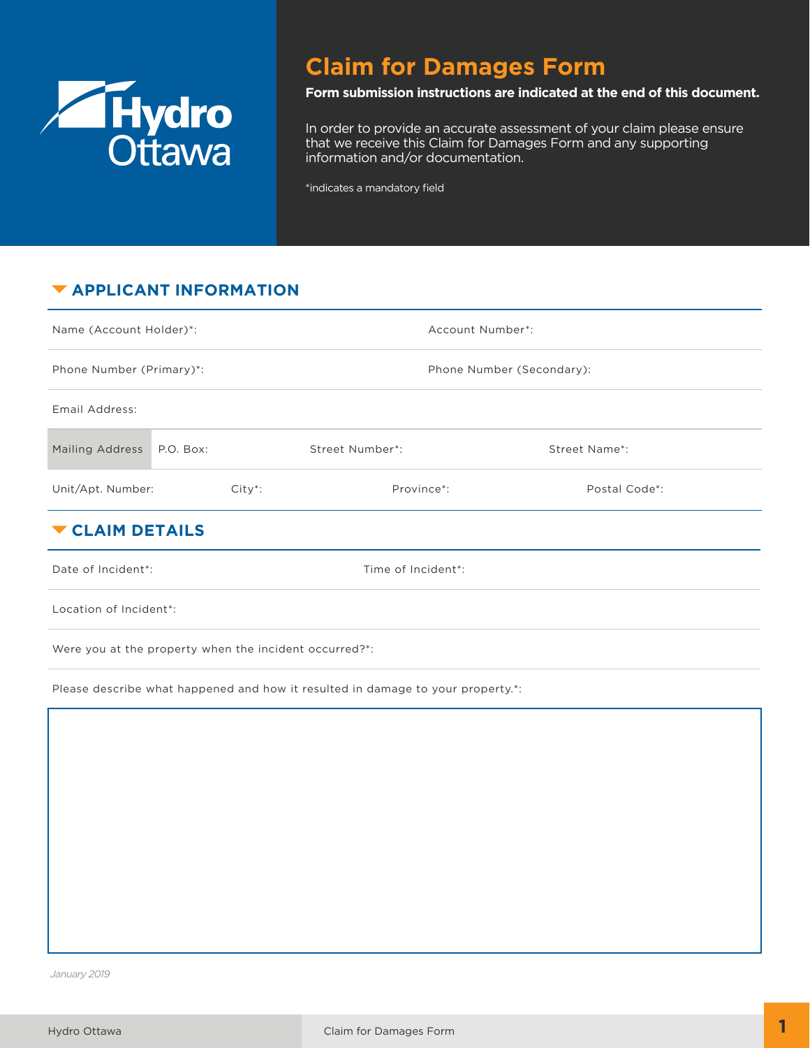Hydro Ottawa

# Claim for Damages Form

**Form submission instructions are indicated at the end of this document.**

In order to provide an accurate assessment of your claim please ensure that we receive this Claim for Damages Form and any supporting information and/or documentation.

*indicates a mandatory field

## APPLICANT INFORMATION

| Name (Account Holder)*: | | Account Number*: | |
|---|---|---|---|
| Phone Number (Primary)*: | | Phone Number (Secondary): | |
| Email Address: | | | |
| Mailing Address | P.O. Box: | Street Number*: | Street Name*: |
| Unit/Apt. Number: | City*: | Province*: | Postal Code*: |

## CLAIM DETAILS

| Date of Incident*: | Time of Incident*: |
|---|---|
| Location of Incident*: | |
| Were you at the property when the incident occurred?*: | |

Please describe what happened and how it resulted in damage to your property.*:

*January 2019*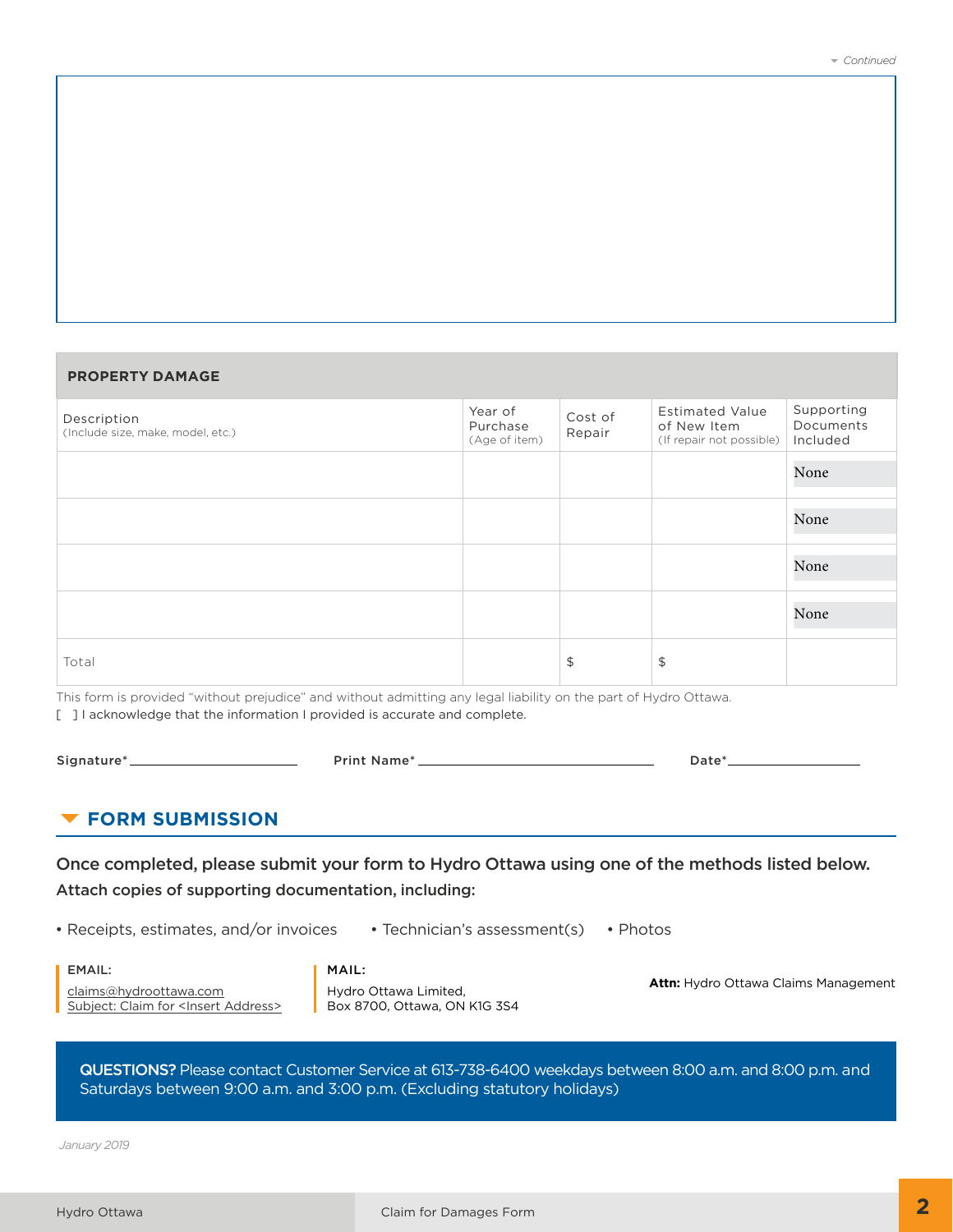Continued

## PROPERTY DAMAGE

| Description (Include size, make, model, etc.) | Year of Purchase (Age of item) | Cost of Repair | Estimated Value of New Item (If repair not possible) | Supporting Documents Included |
|---|---|---|---|---|
| | | | | None |
| | | | | None |
| | | | | None |
| | | | | None |
| Total | | $ | $ | |

This form is provided “without prejudice” and without admitting any legal liability on the part of Hydro Ottawa.

[ ] I acknowledge that the information I provided is accurate and complete.

Signature* ____________________ Print Name* ____________________________ Date* ______________

## FORM SUBMISSION

**Once completed, please submit your form to Hydro Ottawa using one of the methods listed below.**

**Attach copies of supporting documentation, including:**

- Receipts, estimates, and/or invoices
- Technician’s assessment(s)
- Photos

**EMAIL:**
claims@hydroottawa.com
Subject: Claim for <Insert Address>

**MAIL:**
Hydro Ottawa Limited,
Box 8700, Ottawa, ON K1G 3S4

**Attn:** Hydro Ottawa Claims Management

**QUESTIONS?** Please contact Customer Service at 613-738-6400 weekdays between 8:00 a.m. and 8:00 p.m. and Saturdays between 9:00 a.m. and 3:00 p.m. (Excluding statutory holidays)

*January 2019*